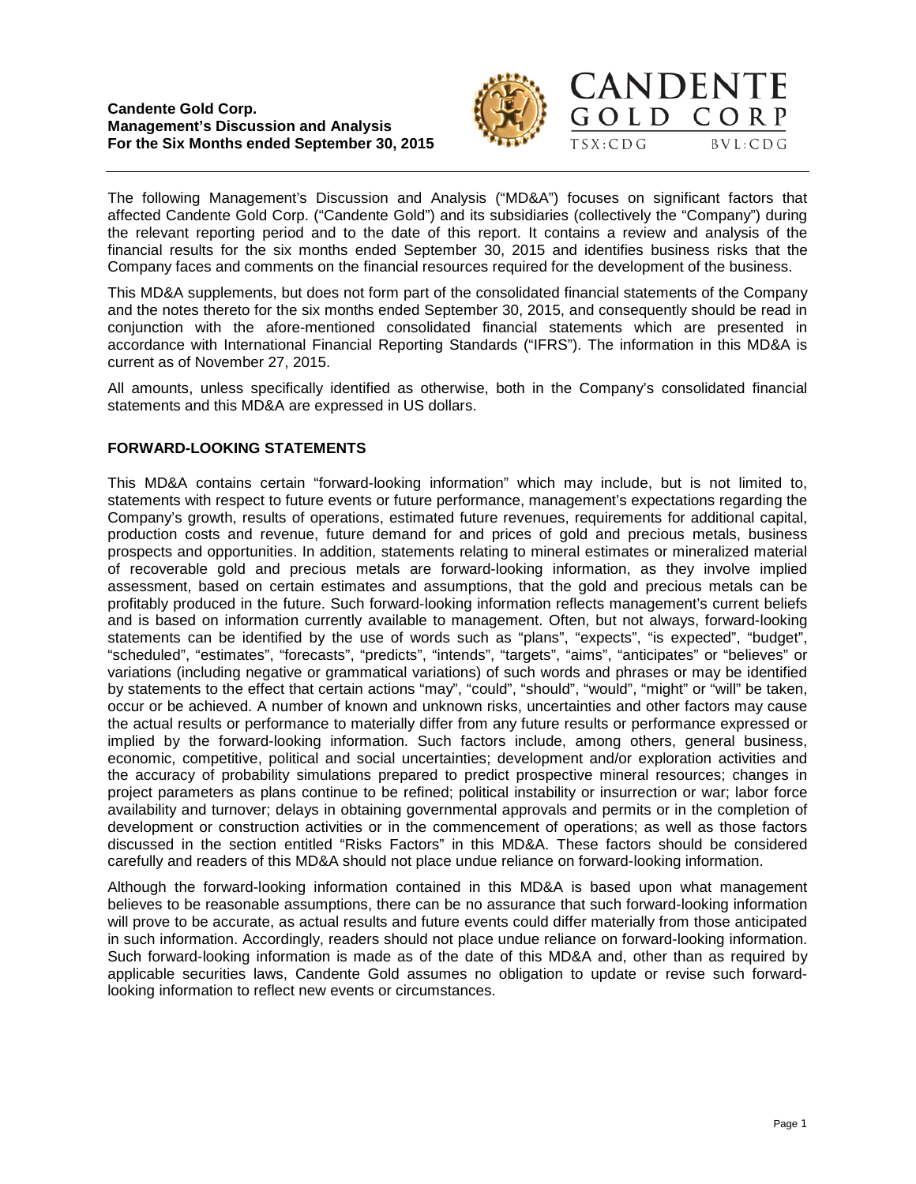**Candente Gold Corp.**
**Management's Discussion and Analysis**
**For the Six Months ended September 30, 2015**

CANDENTE GOLD CORP
TSX:CDG BVL:CDG

The following Management's Discussion and Analysis ("MD&A") focuses on significant factors that affected Candente Gold Corp. ("Candente Gold") and its subsidiaries (collectively the "Company") during the relevant reporting period and to the date of this report. It contains a review and analysis of the financial results for the six months ended September 30, 2015 and identifies business risks that the Company faces and comments on the financial resources required for the development of the business.

This MD&A supplements, but does not form part of the consolidated financial statements of the Company and the notes thereto for the six months ended September 30, 2015, and consequently should be read in conjunction with the afore-mentioned consolidated financial statements which are presented in accordance with International Financial Reporting Standards ("IFRS"). The information in this MD&A is current as of November 27, 2015.

All amounts, unless specifically identified as otherwise, both in the Company's consolidated financial statements and this MD&A are expressed in US dollars.

## FORWARD-LOOKING STATEMENTS

This MD&A contains certain "forward-looking information" which may include, but is not limited to, statements with respect to future events or future performance, management's expectations regarding the Company's growth, results of operations, estimated future revenues, requirements for additional capital, production costs and revenue, future demand for and prices of gold and precious metals, business prospects and opportunities. In addition, statements relating to mineral estimates or mineralized material of recoverable gold and precious metals are forward-looking information, as they involve implied assessment, based on certain estimates and assumptions, that the gold and precious metals can be profitably produced in the future. Such forward-looking information reflects management's current beliefs and is based on information currently available to management. Often, but not always, forward-looking statements can be identified by the use of words such as "plans", "expects", "is expected", "budget", "scheduled", "estimates", "forecasts", "predicts", "intends", "targets", "aims", "anticipates" or "believes" or variations (including negative or grammatical variations) of such words and phrases or may be identified by statements to the effect that certain actions "may", "could", "should", "would", "might" or "will" be taken, occur or be achieved. A number of known and unknown risks, uncertainties and other factors may cause the actual results or performance to materially differ from any future results or performance expressed or implied by the forward-looking information. Such factors include, among others, general business, economic, competitive, political and social uncertainties; development and/or exploration activities and the accuracy of probability simulations prepared to predict prospective mineral resources; changes in project parameters as plans continue to be refined; political instability or insurrection or war; labor force availability and turnover; delays in obtaining governmental approvals and permits or in the completion of development or construction activities or in the commencement of operations; as well as those factors discussed in the section entitled "Risks Factors" in this MD&A. These factors should be considered carefully and readers of this MD&A should not place undue reliance on forward-looking information.

Although the forward-looking information contained in this MD&A is based upon what management believes to be reasonable assumptions, there can be no assurance that such forward-looking information will prove to be accurate, as actual results and future events could differ materially from those anticipated in such information. Accordingly, readers should not place undue reliance on forward-looking information. Such forward-looking information is made as of the date of this MD&A and, other than as required by applicable securities laws, Candente Gold assumes no obligation to update or revise such forward-looking information to reflect new events or circumstances.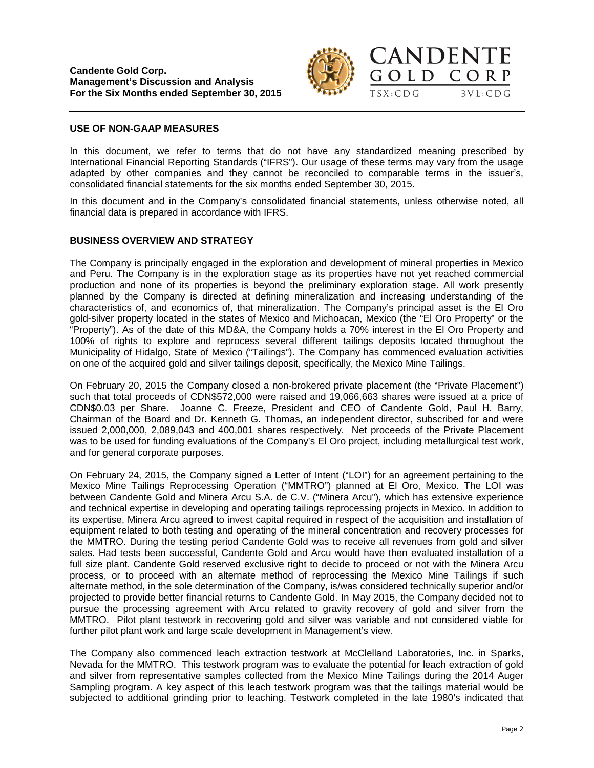## USE OF NON-GAAP MEASURES

In this document, we refer to terms that do not have any standardized meaning prescribed by International Financial Reporting Standards ("IFRS"). Our usage of these terms may vary from the usage adapted by other companies and they cannot be reconciled to comparable terms in the issuer's, consolidated financial statements for the six months ended September 30, 2015.

In this document and in the Company's consolidated financial statements, unless otherwise noted, all financial data is prepared in accordance with IFRS.

## BUSINESS OVERVIEW AND STRATEGY

The Company is principally engaged in the exploration and development of mineral properties in Mexico and Peru. The Company is in the exploration stage as its properties have not yet reached commercial production and none of its properties is beyond the preliminary exploration stage. All work presently planned by the Company is directed at defining mineralization and increasing understanding of the characteristics of, and economics of, that mineralization. The Company's principal asset is the El Oro gold-silver property located in the states of Mexico and Michoacan, Mexico (the "El Oro Property" or the "Property"). As of the date of this MD&A, the Company holds a 70% interest in the El Oro Property and 100% of rights to explore and reprocess several different tailings deposits located throughout the Municipality of Hidalgo, State of Mexico ("Tailings"). The Company has commenced evaluation activities on one of the acquired gold and silver tailings deposit, specifically, the Mexico Mine Tailings.

On February 20, 2015 the Company closed a non-brokered private placement (the "Private Placement") such that total proceeds of CDN$572,000 were raised and 19,066,663 shares were issued at a price of CDN$0.03 per Share. Joanne C. Freeze, President and CEO of Candente Gold, Paul H. Barry, Chairman of the Board and Dr. Kenneth G. Thomas, an independent director, subscribed for and were issued 2,000,000, 2,089,043 and 400,001 shares respectively. Net proceeds of the Private Placement was to be used for funding evaluations of the Company's El Oro project, including metallurgical test work, and for general corporate purposes.

On February 24, 2015, the Company signed a Letter of Intent ("LOI") for an agreement pertaining to the Mexico Mine Tailings Reprocessing Operation ("MMTRO") planned at El Oro, Mexico. The LOI was between Candente Gold and Minera Arcu S.A. de C.V. ("Minera Arcu"), which has extensive experience and technical expertise in developing and operating tailings reprocessing projects in Mexico. In addition to its expertise, Minera Arcu agreed to invest capital required in respect of the acquisition and installation of equipment related to both testing and operating of the mineral concentration and recovery processes for the MMTRO. During the testing period Candente Gold was to receive all revenues from gold and silver sales. Had tests been successful, Candente Gold and Arcu would have then evaluated installation of a full size plant. Candente Gold reserved exclusive right to decide to proceed or not with the Minera Arcu process, or to proceed with an alternate method of reprocessing the Mexico Mine Tailings if such alternate method, in the sole determination of the Company, is/was considered technically superior and/or projected to provide better financial returns to Candente Gold. In May 2015, the Company decided not to pursue the processing agreement with Arcu related to gravity recovery of gold and silver from the MMTRO. Pilot plant testwork in recovering gold and silver was variable and not considered viable for further pilot plant work and large scale development in Management's view.

The Company also commenced leach extraction testwork at McClelland Laboratories, Inc. in Sparks, Nevada for the MMTRO. This testwork program was to evaluate the potential for leach extraction of gold and silver from representative samples collected from the Mexico Mine Tailings during the 2014 Auger Sampling program. A key aspect of this leach testwork program was that the tailings material would be subjected to additional grinding prior to leaching. Testwork completed in the late 1980's indicated that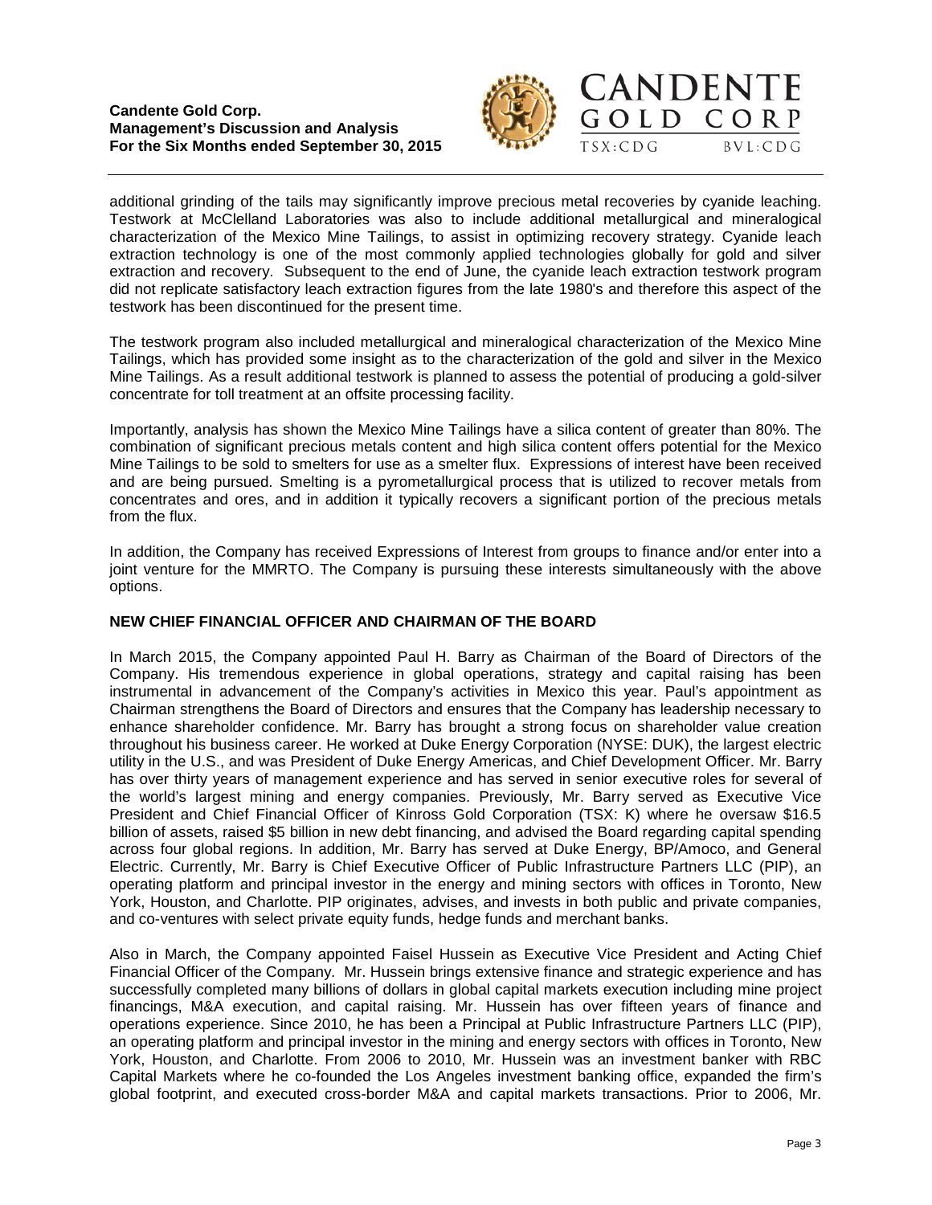additional grinding of the tails may significantly improve precious metal recoveries by cyanide leaching. Testwork at McClelland Laboratories was also to include additional metallurgical and mineralogical characterization of the Mexico Mine Tailings, to assist in optimizing recovery strategy. Cyanide leach extraction technology is one of the most commonly applied technologies globally for gold and silver extraction and recovery. Subsequent to the end of June, the cyanide leach extraction testwork program did not replicate satisfactory leach extraction figures from the late 1980's and therefore this aspect of the testwork has been discontinued for the present time.

The testwork program also included metallurgical and mineralogical characterization of the Mexico Mine Tailings, which has provided some insight as to the characterization of the gold and silver in the Mexico Mine Tailings. As a result additional testwork is planned to assess the potential of producing a gold-silver concentrate for toll treatment at an offsite processing facility.

Importantly, analysis has shown the Mexico Mine Tailings have a silica content of greater than 80%. The combination of significant precious metals content and high silica content offers potential for the Mexico Mine Tailings to be sold to smelters for use as a smelter flux. Expressions of interest have been received and are being pursued. Smelting is a pyrometallurgical process that is utilized to recover metals from concentrates and ores, and in addition it typically recovers a significant portion of the precious metals from the flux.

In addition, the Company has received Expressions of Interest from groups to finance and/or enter into a joint venture for the MMRTO. The Company is pursuing these interests simultaneously with the above options.

## NEW CHIEF FINANCIAL OFFICER AND CHAIRMAN OF THE BOARD

In March 2015, the Company appointed Paul H. Barry as Chairman of the Board of Directors of the Company. His tremendous experience in global operations, strategy and capital raising has been instrumental in advancement of the Company's activities in Mexico this year. Paul's appointment as Chairman strengthens the Board of Directors and ensures that the Company has leadership necessary to enhance shareholder confidence. Mr. Barry has brought a strong focus on shareholder value creation throughout his business career. He worked at Duke Energy Corporation (NYSE: DUK), the largest electric utility in the U.S., and was President of Duke Energy Americas, and Chief Development Officer. Mr. Barry has over thirty years of management experience and has served in senior executive roles for several of the world's largest mining and energy companies. Previously, Mr. Barry served as Executive Vice President and Chief Financial Officer of Kinross Gold Corporation (TSX: K) where he oversaw $16.5 billion of assets, raised $5 billion in new debt financing, and advised the Board regarding capital spending across four global regions. In addition, Mr. Barry has served at Duke Energy, BP/Amoco, and General Electric. Currently, Mr. Barry is Chief Executive Officer of Public Infrastructure Partners LLC (PIP), an operating platform and principal investor in the energy and mining sectors with offices in Toronto, New York, Houston, and Charlotte. PIP originates, advises, and invests in both public and private companies, and co-ventures with select private equity funds, hedge funds and merchant banks.

Also in March, the Company appointed Faisel Hussein as Executive Vice President and Acting Chief Financial Officer of the Company. Mr. Hussein brings extensive finance and strategic experience and has successfully completed many billions of dollars in global capital markets execution including mine project financings, M&A execution, and capital raising. Mr. Hussein has over fifteen years of finance and operations experience. Since 2010, he has been a Principal at Public Infrastructure Partners LLC (PIP), an operating platform and principal investor in the mining and energy sectors with offices in Toronto, New York, Houston, and Charlotte. From 2006 to 2010, Mr. Hussein was an investment banker with RBC Capital Markets where he co-founded the Los Angeles investment banking office, expanded the firm's global footprint, and executed cross-border M&A and capital markets transactions. Prior to 2006, Mr.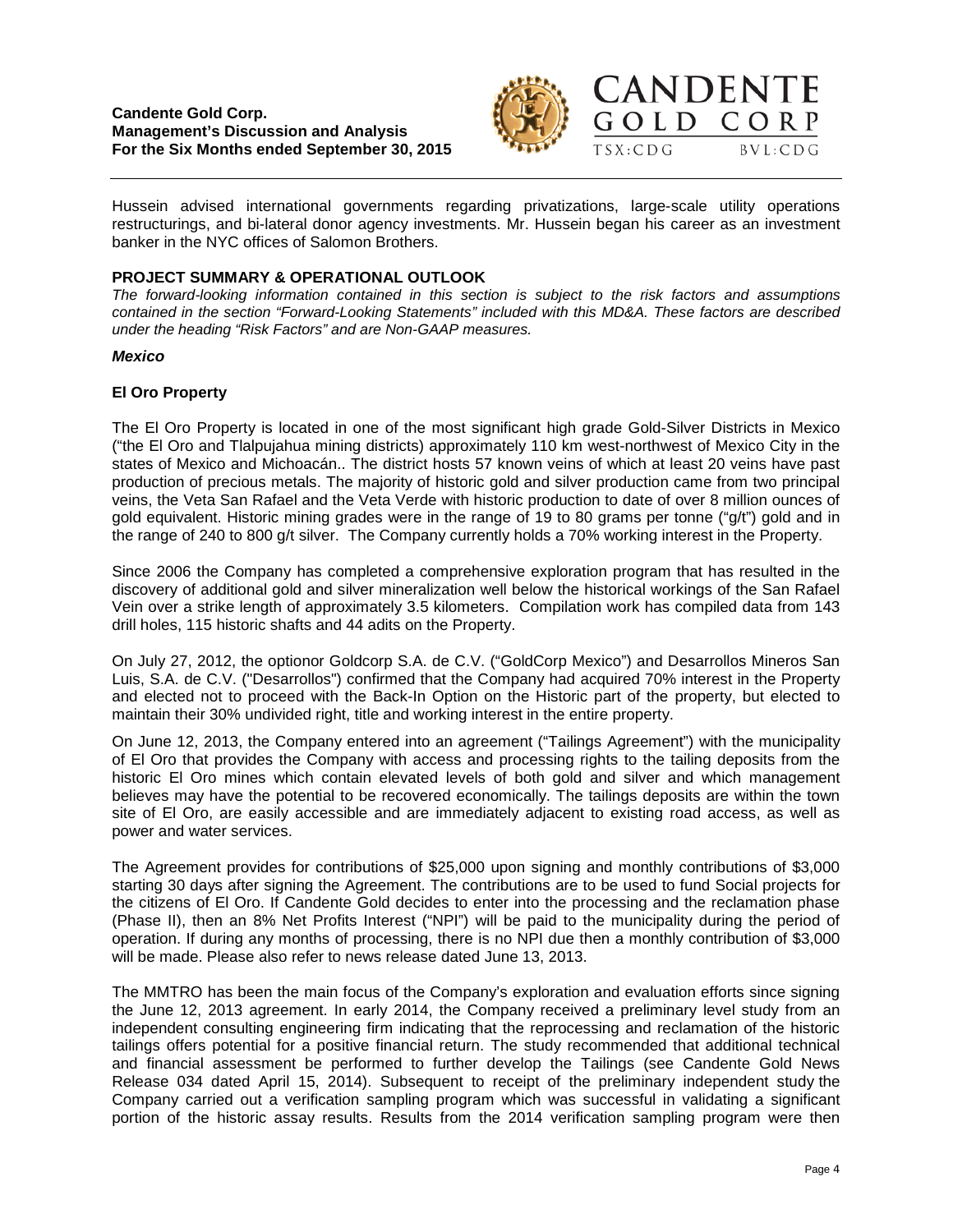Hussein advised international governments regarding privatizations, large-scale utility operations restructurings, and bi-lateral donor agency investments. Mr. Hussein began his career as an investment banker in the NYC offices of Salomon Brothers.

## PROJECT SUMMARY & OPERATIONAL OUTLOOK

*The forward-looking information contained in this section is subject to the risk factors and assumptions contained in the section "Forward-Looking Statements" included with this MD&A. These factors are described under the heading "Risk Factors" and are Non-GAAP measures.*

### *Mexico*

### El Oro Property

The El Oro Property is located in one of the most significant high grade Gold-Silver Districts in Mexico ("the El Oro and Tlalpujahua mining districts) approximately 110 km west-northwest of Mexico City in the states of Mexico and Michoacán.. The district hosts 57 known veins of which at least 20 veins have past production of precious metals. The majority of historic gold and silver production came from two principal veins, the Veta San Rafael and the Veta Verde with historic production to date of over 8 million ounces of gold equivalent. Historic mining grades were in the range of 19 to 80 grams per tonne ("g/t") gold and in the range of 240 to 800 g/t silver. The Company currently holds a 70% working interest in the Property.

Since 2006 the Company has completed a comprehensive exploration program that has resulted in the discovery of additional gold and silver mineralization well below the historical workings of the San Rafael Vein over a strike length of approximately 3.5 kilometers. Compilation work has compiled data from 143 drill holes, 115 historic shafts and 44 adits on the Property.

On July 27, 2012, the optionor Goldcorp S.A. de C.V. ("GoldCorp Mexico") and Desarrollos Mineros San Luis, S.A. de C.V. ("Desarrollos") confirmed that the Company had acquired 70% interest in the Property and elected not to proceed with the Back-In Option on the Historic part of the property, but elected to maintain their 30% undivided right, title and working interest in the entire property.

On June 12, 2013, the Company entered into an agreement ("Tailings Agreement") with the municipality of El Oro that provides the Company with access and processing rights to the tailing deposits from the historic El Oro mines which contain elevated levels of both gold and silver and which management believes may have the potential to be recovered economically. The tailings deposits are within the town site of El Oro, are easily accessible and are immediately adjacent to existing road access, as well as power and water services.

The Agreement provides for contributions of $25,000 upon signing and monthly contributions of $3,000 starting 30 days after signing the Agreement. The contributions are to be used to fund Social projects for the citizens of El Oro. If Candente Gold decides to enter into the processing and the reclamation phase (Phase II), then an 8% Net Profits Interest ("NPI") will be paid to the municipality during the period of operation. If during any months of processing, there is no NPI due then a monthly contribution of $3,000 will be made. Please also refer to news release dated June 13, 2013.

The MMTRO has been the main focus of the Company's exploration and evaluation efforts since signing the June 12, 2013 agreement. In early 2014, the Company received a preliminary level study from an independent consulting engineering firm indicating that the reprocessing and reclamation of the historic tailings offers potential for a positive financial return. The study recommended that additional technical and financial assessment be performed to further develop the Tailings (see Candente Gold News Release 034 dated April 15, 2014). Subsequent to receipt of the preliminary independent study the Company carried out a verification sampling program which was successful in validating a significant portion of the historic assay results. Results from the 2014 verification sampling program were then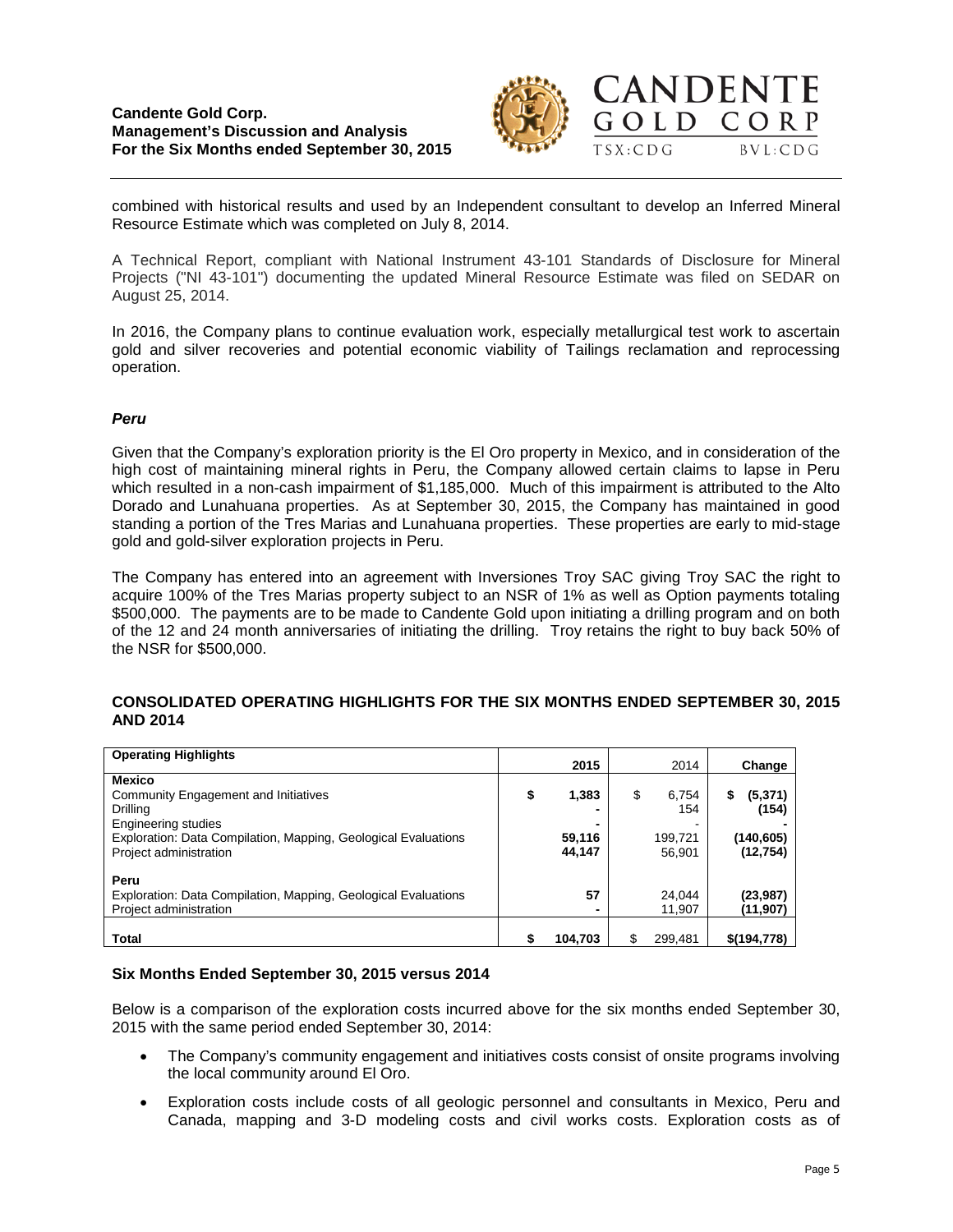combined with historical results and used by an Independent consultant to develop an Inferred Mineral Resource Estimate which was completed on July 8, 2014.

A Technical Report, compliant with National Instrument 43-101 Standards of Disclosure for Mineral Projects ("NI 43-101") documenting the updated Mineral Resource Estimate was filed on SEDAR on August 25, 2014.

In 2016, the Company plans to continue evaluation work, especially metallurgical test work to ascertain gold and silver recoveries and potential economic viability of Tailings reclamation and reprocessing operation.

### *Peru*

Given that the Company's exploration priority is the El Oro property in Mexico, and in consideration of the high cost of maintaining mineral rights in Peru, the Company allowed certain claims to lapse in Peru which resulted in a non-cash impairment of $1,185,000. Much of this impairment is attributed to the Alto Dorado and Lunahuana properties. As at September 30, 2015, the Company has maintained in good standing a portion of the Tres Marias and Lunahuana properties. These properties are early to mid-stage gold and gold-silver exploration projects in Peru.

The Company has entered into an agreement with Inversiones Troy SAC giving Troy SAC the right to acquire 100% of the Tres Marias property subject to an NSR of 1% as well as Option payments totaling $500,000. The payments are to be made to Candente Gold upon initiating a drilling program and on both of the 12 and 24 month anniversaries of initiating the drilling. Troy retains the right to buy back 50% of the NSR for $500,000.

## CONSOLIDATED OPERATING HIGHLIGHTS FOR THE SIX MONTHS ENDED SEPTEMBER 30, 2015 AND 2014

| Operating Highlights | 2015 | 2014 | Change |
|---|---|---|---|
| **Mexico** | | | |
| Community Engagement and Initiatives | $ 1,383 | $ 6,754 | $ (5,371) |
| Drilling | - | 154 | (154) |
| Engineering studies | - | - | - |
| Exploration: Data Compilation, Mapping, Geological Evaluations | 59,116 | 199,721 | (140,605) |
| Project administration | 44,147 | 56,901 | (12,754) |
| **Peru** | | | |
| Exploration: Data Compilation, Mapping, Geological Evaluations | 57 | 24,044 | (23,987) |
| Project administration | - | 11,907 | (11,907) |
| **Total** | $ 104,703 | $ 299,481 | $(194,778) |

### Six Months Ended September 30, 2015 versus 2014

Below is a comparison of the exploration costs incurred above for the six months ended September 30, 2015 with the same period ended September 30, 2014:

- The Company's community engagement and initiatives costs consist of onsite programs involving the local community around El Oro.
- Exploration costs include costs of all geologic personnel and consultants in Mexico, Peru and Canada, mapping and 3-D modeling costs and civil works costs. Exploration costs as of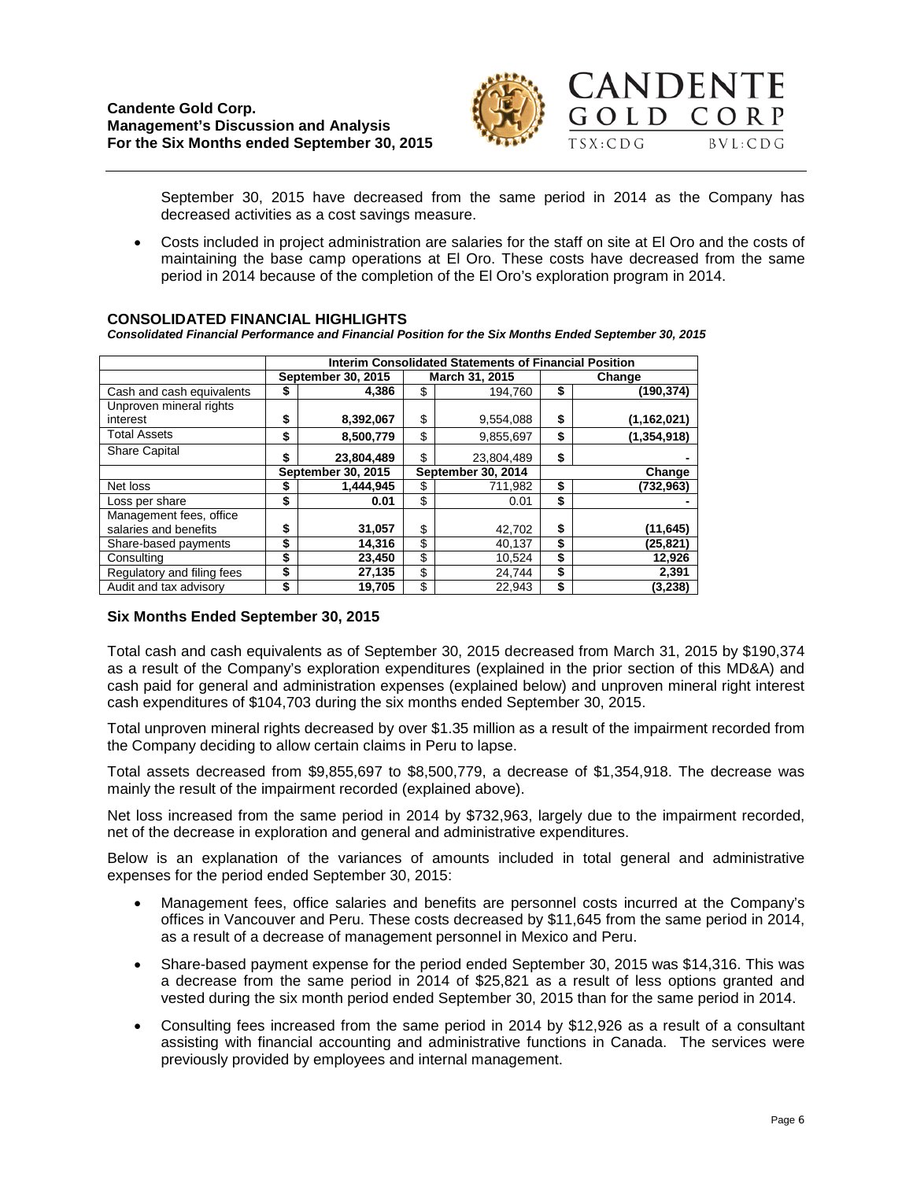September 30, 2015 have decreased from the same period in 2014 as the Company has decreased activities as a cost savings measure.

- Costs included in project administration are salaries for the staff on site at El Oro and the costs of maintaining the base camp operations at El Oro. These costs have decreased from the same period in 2014 because of the completion of the El Oro's exploration program in 2014.

## CONSOLIDATED FINANCIAL HIGHLIGHTS

***Consolidated Financial Performance and Financial Position for the Six Months Ended September 30, 2015***

| | Interim Consolidated Statements of Financial Position | | | | | |
|---|---|---|---|---|---|---|
| | **September 30, 2015** | | **March 31, 2015** | | **Change** | |
| Cash and cash equivalents | **$** | **4,386** | $ | 194,760 | **$** | **(190,374)** |
| Unproven mineral rights interest | **$** | **8,392,067** | $ | 9,554,088 | **$** | **(1,162,021)** |
| Total Assets | **$** | **8,500,779** | $ | 9,855,697 | **$** | **(1,354,918)** |
| Share Capital | **$** | **23,804,489** | $ | 23,804,489 | **$** | **-** |
| | **September 30, 2015** | | **September 30, 2014** | | **Change** | |
| Net loss | **$** | **1,444,945** | $ | 711,982 | **$** | **(732,963)** |
| Loss per share | **$** | **0.01** | $ | 0.01 | **$** | **-** |
| Management fees, office salaries and benefits | **$** | **31,057** | $ | 42,702 | **$** | **(11,645)** |
| Share-based payments | **$** | **14,316** | $ | 40,137 | **$** | **(25,821)** |
| Consulting | **$** | **23,450** | $ | 10,524 | **$** | **12,926** |
| Regulatory and filing fees | **$** | **27,135** | $ | 24,744 | **$** | **2,391** |
| Audit and tax advisory | **$** | **19,705** | $ | 22,943 | **$** | **(3,238)** |

### Six Months Ended September 30, 2015

Total cash and cash equivalents as of September 30, 2015 decreased from March 31, 2015 by $190,374 as a result of the Company's exploration expenditures (explained in the prior section of this MD&A) and cash paid for general and administration expenses (explained below) and unproven mineral right interest cash expenditures of $104,703 during the six months ended September 30, 2015.

Total unproven mineral rights decreased by over $1.35 million as a result of the impairment recorded from the Company deciding to allow certain claims in Peru to lapse.

Total assets decreased from $9,855,697 to $8,500,779, a decrease of $1,354,918. The decrease was mainly the result of the impairment recorded (explained above).

Net loss increased from the same period in 2014 by $732,963, largely due to the impairment recorded, net of the decrease in exploration and general and administrative expenditures.

Below is an explanation of the variances of amounts included in total general and administrative expenses for the period ended September 30, 2015:

- Management fees, office salaries and benefits are personnel costs incurred at the Company's offices in Vancouver and Peru. These costs decreased by $11,645 from the same period in 2014, as a result of a decrease of management personnel in Mexico and Peru.
- Share-based payment expense for the period ended September 30, 2015 was $14,316. This was a decrease from the same period in 2014 of $25,821 as a result of less options granted and vested during the six month period ended September 30, 2015 than for the same period in 2014.
- Consulting fees increased from the same period in 2014 by $12,926 as a result of a consultant assisting with financial accounting and administrative functions in Canada. The services were previously provided by employees and internal management.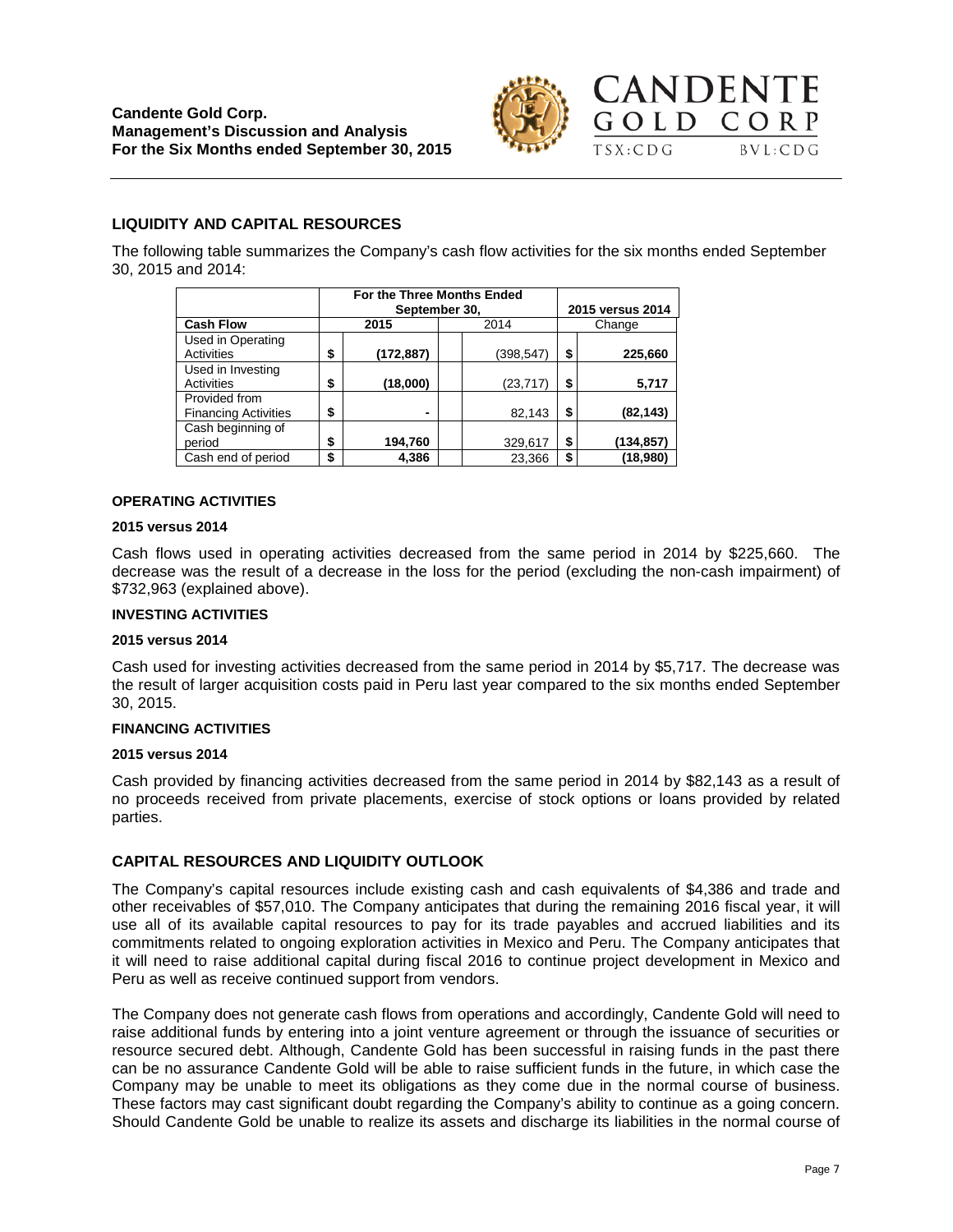## LIQUIDITY AND CAPITAL RESOURCES

The following table summarizes the Company's cash flow activities for the six months ended September 30, 2015 and 2014:

| | For the Three Months Ended September 30, | | 2015 versus 2014 |
|---|---|---|---|
| **Cash Flow** | **2015** | 2014 | Change |
| Used in Operating Activities | $ **(172,887)** | (398,547) | $ **225,660** |
| Used in Investing Activities | $ **(18,000)** | (23,717) | $ **5,717** |
| Provided from Financing Activities | $ **-** | 82,143 | $ **(82,143)** |
| Cash beginning of period | $ **194,760** | 329,617 | $ **(134,857)** |
| Cash end of period | $ **4,386** | 23,366 | $ **(18,980)** |

#### OPERATING ACTIVITIES

**2015 versus 2014**

Cash flows used in operating activities decreased from the same period in 2014 by $225,660. The decrease was the result of a decrease in the loss for the period (excluding the non-cash impairment) of $732,963 (explained above).

#### INVESTING ACTIVITIES

**2015 versus 2014**

Cash used for investing activities decreased from the same period in 2014 by $5,717. The decrease was the result of larger acquisition costs paid in Peru last year compared to the six months ended September 30, 2015.

#### FINANCING ACTIVITIES

**2015 versus 2014**

Cash provided by financing activities decreased from the same period in 2014 by $82,143 as a result of no proceeds received from private placements, exercise of stock options or loans provided by related parties.

## CAPITAL RESOURCES AND LIQUIDITY OUTLOOK

The Company's capital resources include existing cash and cash equivalents of $4,386 and trade and other receivables of $57,010. The Company anticipates that during the remaining 2016 fiscal year, it will use all of its available capital resources to pay for its trade payables and accrued liabilities and its commitments related to ongoing exploration activities in Mexico and Peru. The Company anticipates that it will need to raise additional capital during fiscal 2016 to continue project development in Mexico and Peru as well as receive continued support from vendors.

The Company does not generate cash flows from operations and accordingly, Candente Gold will need to raise additional funds by entering into a joint venture agreement or through the issuance of securities or resource secured debt. Although, Candente Gold has been successful in raising funds in the past there can be no assurance Candente Gold will be able to raise sufficient funds in the future, in which case the Company may be unable to meet its obligations as they come due in the normal course of business. These factors may cast significant doubt regarding the Company's ability to continue as a going concern. Should Candente Gold be unable to realize its assets and discharge its liabilities in the normal course of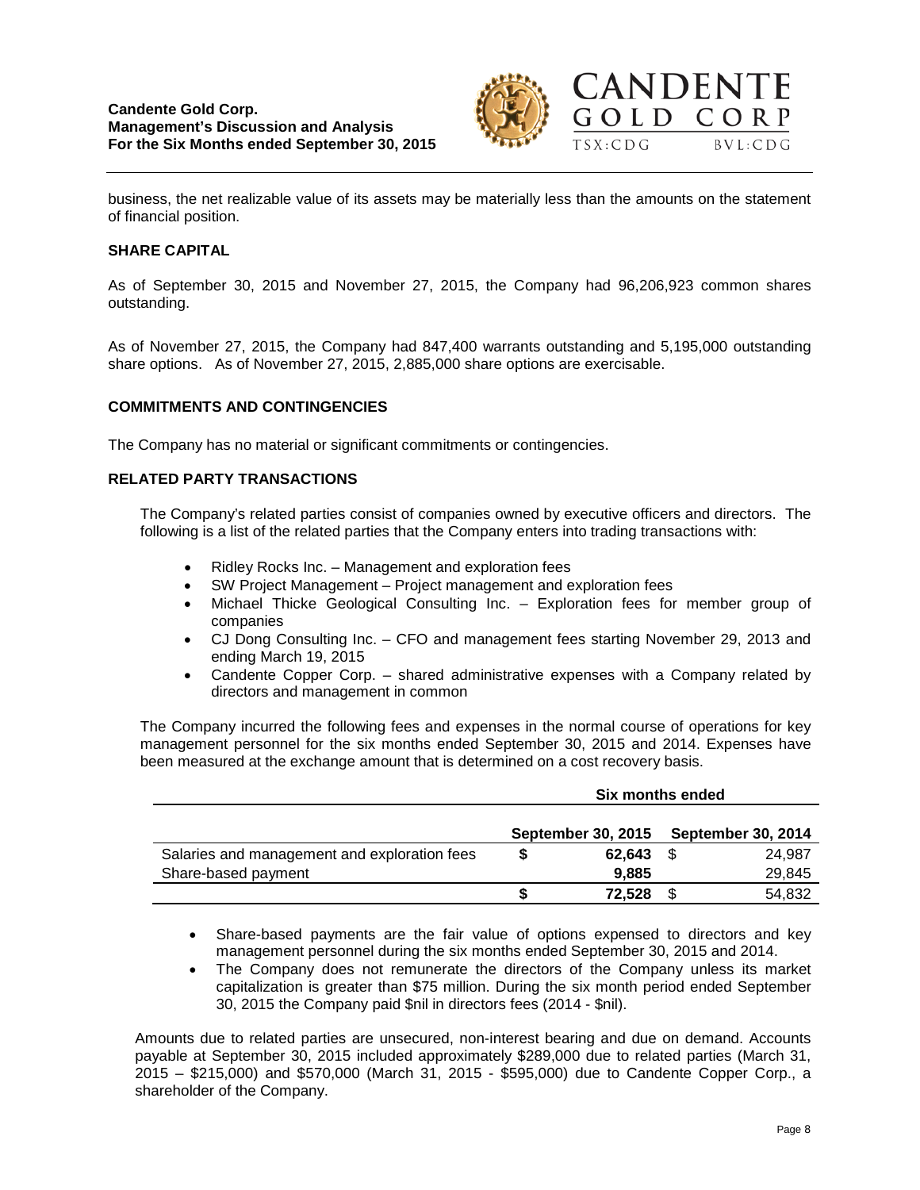business, the net realizable value of its assets may be materially less than the amounts on the statement of financial position.

## SHARE CAPITAL

As of September 30, 2015 and November 27, 2015, the Company had 96,206,923 common shares outstanding.

As of November 27, 2015, the Company had 847,400 warrants outstanding and 5,195,000 outstanding share options. As of November 27, 2015, 2,885,000 share options are exercisable.

## COMMITMENTS AND CONTINGENCIES

The Company has no material or significant commitments or contingencies.

## RELATED PARTY TRANSACTIONS

The Company's related parties consist of companies owned by executive officers and directors. The following is a list of the related parties that the Company enters into trading transactions with:

- Ridley Rocks Inc. – Management and exploration fees
- SW Project Management – Project management and exploration fees
- Michael Thicke Geological Consulting Inc. – Exploration fees for member group of companies
- CJ Dong Consulting Inc. – CFO and management fees starting November 29, 2013 and ending March 19, 2015
- Candente Copper Corp. – shared administrative expenses with a Company related by directors and management in common

The Company incurred the following fees and expenses in the normal course of operations for key management personnel for the six months ended September 30, 2015 and 2014. Expenses have been measured at the exchange amount that is determined on a cost recovery basis.

| | Six months ended | |
|---|---|---|
| | **September 30, 2015** | **September 30, 2014** |
| Salaries and management and exploration fees | **$ 62,643** | $ 24,987 |
| Share-based payment | **9,885** | 29,845 |
| | **$ 72,528** | $ 54,832 |

- Share-based payments are the fair value of options expensed to directors and key management personnel during the six months ended September 30, 2015 and 2014.
- The Company does not remunerate the directors of the Company unless its market capitalization is greater than $75 million. During the six month period ended September 30, 2015 the Company paid $nil in directors fees (2014 - $nil).

Amounts due to related parties are unsecured, non-interest bearing and due on demand. Accounts payable at September 30, 2015 included approximately $289,000 due to related parties (March 31, 2015 – $215,000) and $570,000 (March 31, 2015 - $595,000) due to Candente Copper Corp., a shareholder of the Company.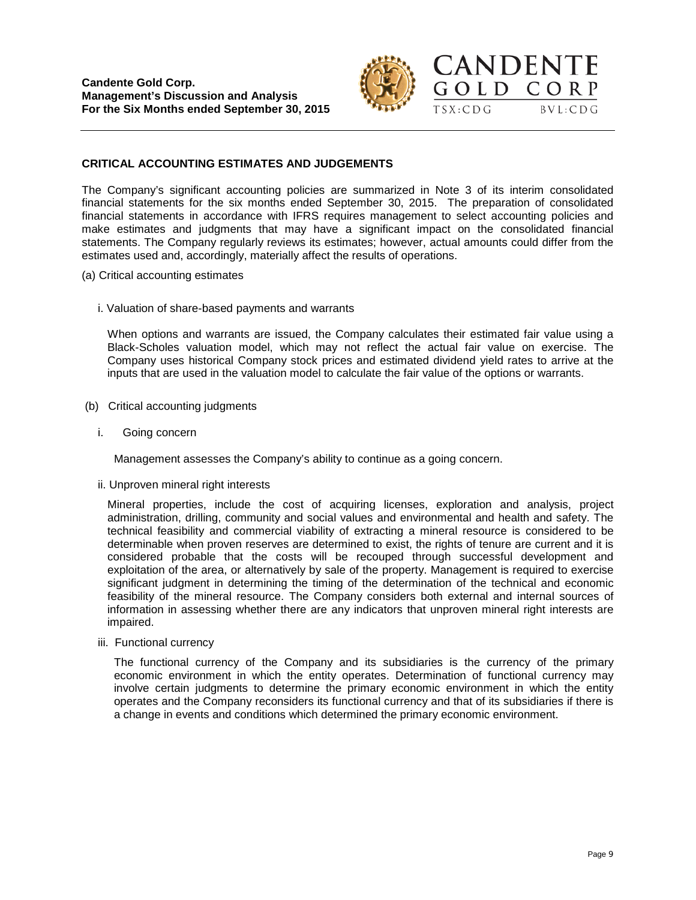## CRITICAL ACCOUNTING ESTIMATES AND JUDGEMENTS

The Company's significant accounting policies are summarized in Note 3 of its interim consolidated financial statements for the six months ended September 30, 2015. The preparation of consolidated financial statements in accordance with IFRS requires management to select accounting policies and make estimates and judgments that may have a significant impact on the consolidated financial statements. The Company regularly reviews its estimates; however, actual amounts could differ from the estimates used and, accordingly, materially affect the results of operations.

(a) Critical accounting estimates

i. Valuation of share-based payments and warrants

When options and warrants are issued, the Company calculates their estimated fair value using a Black-Scholes valuation model, which may not reflect the actual fair value on exercise. The Company uses historical Company stock prices and estimated dividend yield rates to arrive at the inputs that are used in the valuation model to calculate the fair value of the options or warrants.

(b) Critical accounting judgments

i. Going concern

Management assesses the Company's ability to continue as a going concern.

ii. Unproven mineral right interests

Mineral properties, include the cost of acquiring licenses, exploration and analysis, project administration, drilling, community and social values and environmental and health and safety. The technical feasibility and commercial viability of extracting a mineral resource is considered to be determinable when proven reserves are determined to exist, the rights of tenure are current and it is considered probable that the costs will be recouped through successful development and exploitation of the area, or alternatively by sale of the property. Management is required to exercise significant judgment in determining the timing of the determination of the technical and economic feasibility of the mineral resource. The Company considers both external and internal sources of information in assessing whether there are any indicators that unproven mineral right interests are impaired.

iii. Functional currency

The functional currency of the Company and its subsidiaries is the currency of the primary economic environment in which the entity operates. Determination of functional currency may involve certain judgments to determine the primary economic environment in which the entity operates and the Company reconsiders its functional currency and that of its subsidiaries if there is a change in events and conditions which determined the primary economic environment.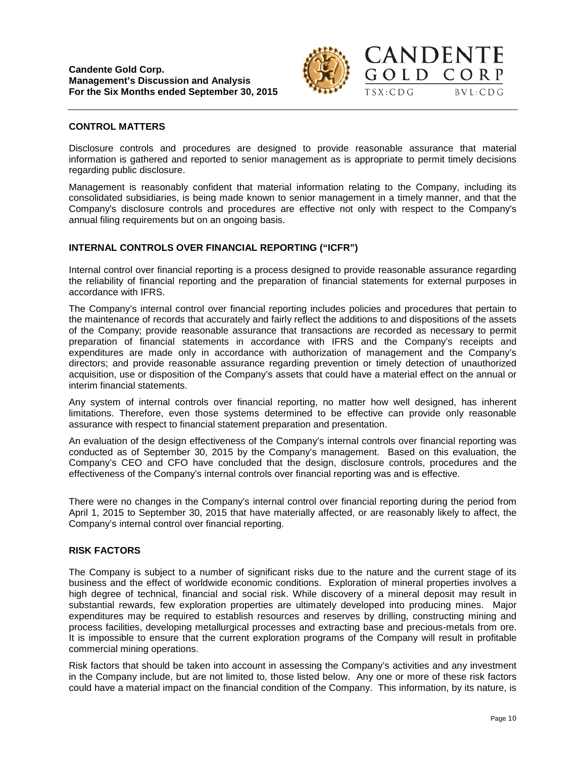## CONTROL MATTERS

Disclosure controls and procedures are designed to provide reasonable assurance that material information is gathered and reported to senior management as is appropriate to permit timely decisions regarding public disclosure.

Management is reasonably confident that material information relating to the Company, including its consolidated subsidiaries, is being made known to senior management in a timely manner, and that the Company's disclosure controls and procedures are effective not only with respect to the Company's annual filing requirements but on an ongoing basis.

## INTERNAL CONTROLS OVER FINANCIAL REPORTING ("ICFR")

Internal control over financial reporting is a process designed to provide reasonable assurance regarding the reliability of financial reporting and the preparation of financial statements for external purposes in accordance with IFRS.

The Company's internal control over financial reporting includes policies and procedures that pertain to the maintenance of records that accurately and fairly reflect the additions to and dispositions of the assets of the Company; provide reasonable assurance that transactions are recorded as necessary to permit preparation of financial statements in accordance with IFRS and the Company's receipts and expenditures are made only in accordance with authorization of management and the Company's directors; and provide reasonable assurance regarding prevention or timely detection of unauthorized acquisition, use or disposition of the Company's assets that could have a material effect on the annual or interim financial statements.

Any system of internal controls over financial reporting, no matter how well designed, has inherent limitations. Therefore, even those systems determined to be effective can provide only reasonable assurance with respect to financial statement preparation and presentation.

An evaluation of the design effectiveness of the Company's internal controls over financial reporting was conducted as of September 30, 2015 by the Company's management. Based on this evaluation, the Company's CEO and CFO have concluded that the design, disclosure controls, procedures and the effectiveness of the Company's internal controls over financial reporting was and is effective.

There were no changes in the Company's internal control over financial reporting during the period from April 1, 2015 to September 30, 2015 that have materially affected, or are reasonably likely to affect, the Company's internal control over financial reporting.

## RISK FACTORS

The Company is subject to a number of significant risks due to the nature and the current stage of its business and the effect of worldwide economic conditions. Exploration of mineral properties involves a high degree of technical, financial and social risk. While discovery of a mineral deposit may result in substantial rewards, few exploration properties are ultimately developed into producing mines. Major expenditures may be required to establish resources and reserves by drilling, constructing mining and process facilities, developing metallurgical processes and extracting base and precious-metals from ore. It is impossible to ensure that the current exploration programs of the Company will result in profitable commercial mining operations.

Risk factors that should be taken into account in assessing the Company's activities and any investment in the Company include, but are not limited to, those listed below. Any one or more of these risk factors could have a material impact on the financial condition of the Company. This information, by its nature, is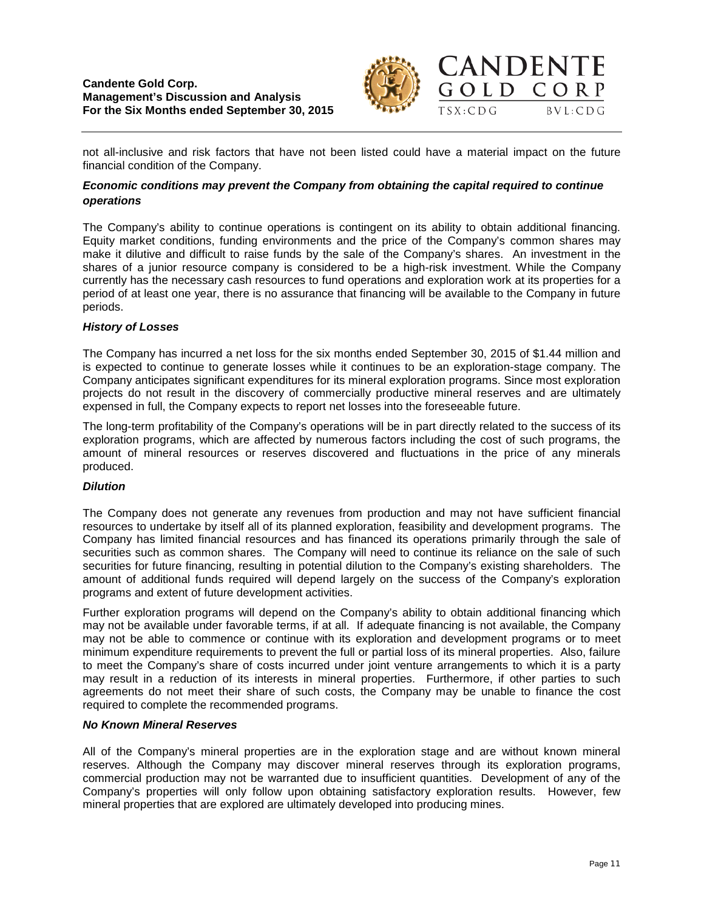not all-inclusive and risk factors that have not been listed could have a material impact on the future financial condition of the Company.

### *Economic conditions may prevent the Company from obtaining the capital required to continue operations*

The Company's ability to continue operations is contingent on its ability to obtain additional financing. Equity market conditions, funding environments and the price of the Company's common shares may make it dilutive and difficult to raise funds by the sale of the Company's shares. An investment in the shares of a junior resource company is considered to be a high-risk investment. While the Company currently has the necessary cash resources to fund operations and exploration work at its properties for a period of at least one year, there is no assurance that financing will be available to the Company in future periods.

### *History of Losses*

The Company has incurred a net loss for the six months ended September 30, 2015 of $1.44 million and is expected to continue to generate losses while it continues to be an exploration-stage company. The Company anticipates significant expenditures for its mineral exploration programs. Since most exploration projects do not result in the discovery of commercially productive mineral reserves and are ultimately expensed in full, the Company expects to report net losses into the foreseeable future.

The long-term profitability of the Company's operations will be in part directly related to the success of its exploration programs, which are affected by numerous factors including the cost of such programs, the amount of mineral resources or reserves discovered and fluctuations in the price of any minerals produced.

### *Dilution*

The Company does not generate any revenues from production and may not have sufficient financial resources to undertake by itself all of its planned exploration, feasibility and development programs. The Company has limited financial resources and has financed its operations primarily through the sale of securities such as common shares. The Company will need to continue its reliance on the sale of such securities for future financing, resulting in potential dilution to the Company's existing shareholders. The amount of additional funds required will depend largely on the success of the Company's exploration programs and extent of future development activities.

Further exploration programs will depend on the Company's ability to obtain additional financing which may not be available under favorable terms, if at all. If adequate financing is not available, the Company may not be able to commence or continue with its exploration and development programs or to meet minimum expenditure requirements to prevent the full or partial loss of its mineral properties. Also, failure to meet the Company's share of costs incurred under joint venture arrangements to which it is a party may result in a reduction of its interests in mineral properties. Furthermore, if other parties to such agreements do not meet their share of such costs, the Company may be unable to finance the cost required to complete the recommended programs.

### *No Known Mineral Reserves*

All of the Company's mineral properties are in the exploration stage and are without known mineral reserves. Although the Company may discover mineral reserves through its exploration programs, commercial production may not be warranted due to insufficient quantities. Development of any of the Company's properties will only follow upon obtaining satisfactory exploration results. However, few mineral properties that are explored are ultimately developed into producing mines.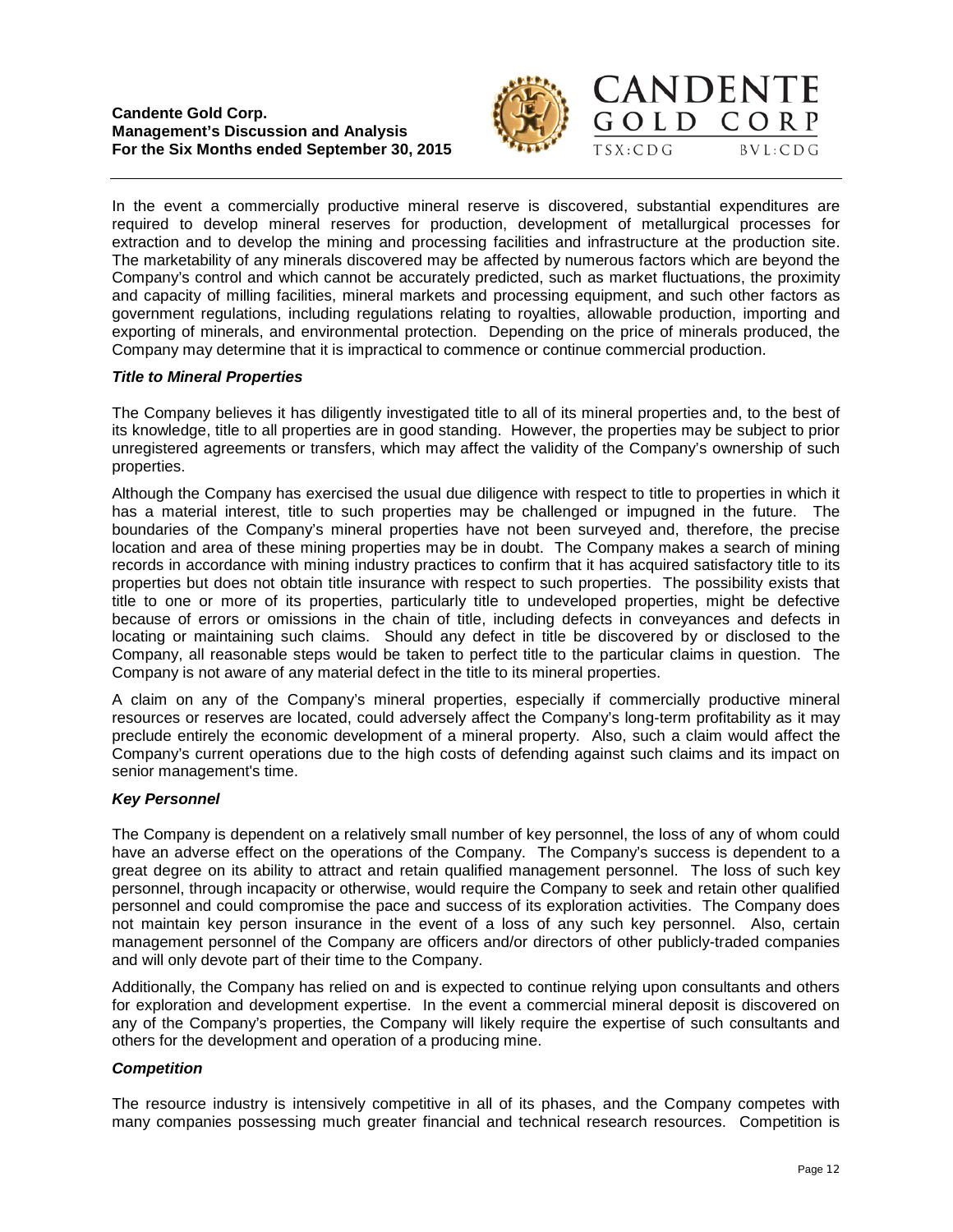In the event a commercially productive mineral reserve is discovered, substantial expenditures are required to develop mineral reserves for production, development of metallurgical processes for extraction and to develop the mining and processing facilities and infrastructure at the production site. The marketability of any minerals discovered may be affected by numerous factors which are beyond the Company's control and which cannot be accurately predicted, such as market fluctuations, the proximity and capacity of milling facilities, mineral markets and processing equipment, and such other factors as government regulations, including regulations relating to royalties, allowable production, importing and exporting of minerals, and environmental protection. Depending on the price of minerals produced, the Company may determine that it is impractical to commence or continue commercial production.

***Title to Mineral Properties***

The Company believes it has diligently investigated title to all of its mineral properties and, to the best of its knowledge, title to all properties are in good standing. However, the properties may be subject to prior unregistered agreements or transfers, which may affect the validity of the Company's ownership of such properties.

Although the Company has exercised the usual due diligence with respect to title to properties in which it has a material interest, title to such properties may be challenged or impugned in the future. The boundaries of the Company's mineral properties have not been surveyed and, therefore, the precise location and area of these mining properties may be in doubt. The Company makes a search of mining records in accordance with mining industry practices to confirm that it has acquired satisfactory title to its properties but does not obtain title insurance with respect to such properties. The possibility exists that title to one or more of its properties, particularly title to undeveloped properties, might be defective because of errors or omissions in the chain of title, including defects in conveyances and defects in locating or maintaining such claims. Should any defect in title be discovered by or disclosed to the Company, all reasonable steps would be taken to perfect title to the particular claims in question. The Company is not aware of any material defect in the title to its mineral properties.

A claim on any of the Company's mineral properties, especially if commercially productive mineral resources or reserves are located, could adversely affect the Company's long-term profitability as it may preclude entirely the economic development of a mineral property. Also, such a claim would affect the Company's current operations due to the high costs of defending against such claims and its impact on senior management's time.

***Key Personnel***

The Company is dependent on a relatively small number of key personnel, the loss of any of whom could have an adverse effect on the operations of the Company. The Company's success is dependent to a great degree on its ability to attract and retain qualified management personnel. The loss of such key personnel, through incapacity or otherwise, would require the Company to seek and retain other qualified personnel and could compromise the pace and success of its exploration activities. The Company does not maintain key person insurance in the event of a loss of any such key personnel. Also, certain management personnel of the Company are officers and/or directors of other publicly-traded companies and will only devote part of their time to the Company.

Additionally, the Company has relied on and is expected to continue relying upon consultants and others for exploration and development expertise. In the event a commercial mineral deposit is discovered on any of the Company's properties, the Company will likely require the expertise of such consultants and others for the development and operation of a producing mine.

***Competition***

The resource industry is intensively competitive in all of its phases, and the Company competes with many companies possessing much greater financial and technical research resources. Competition is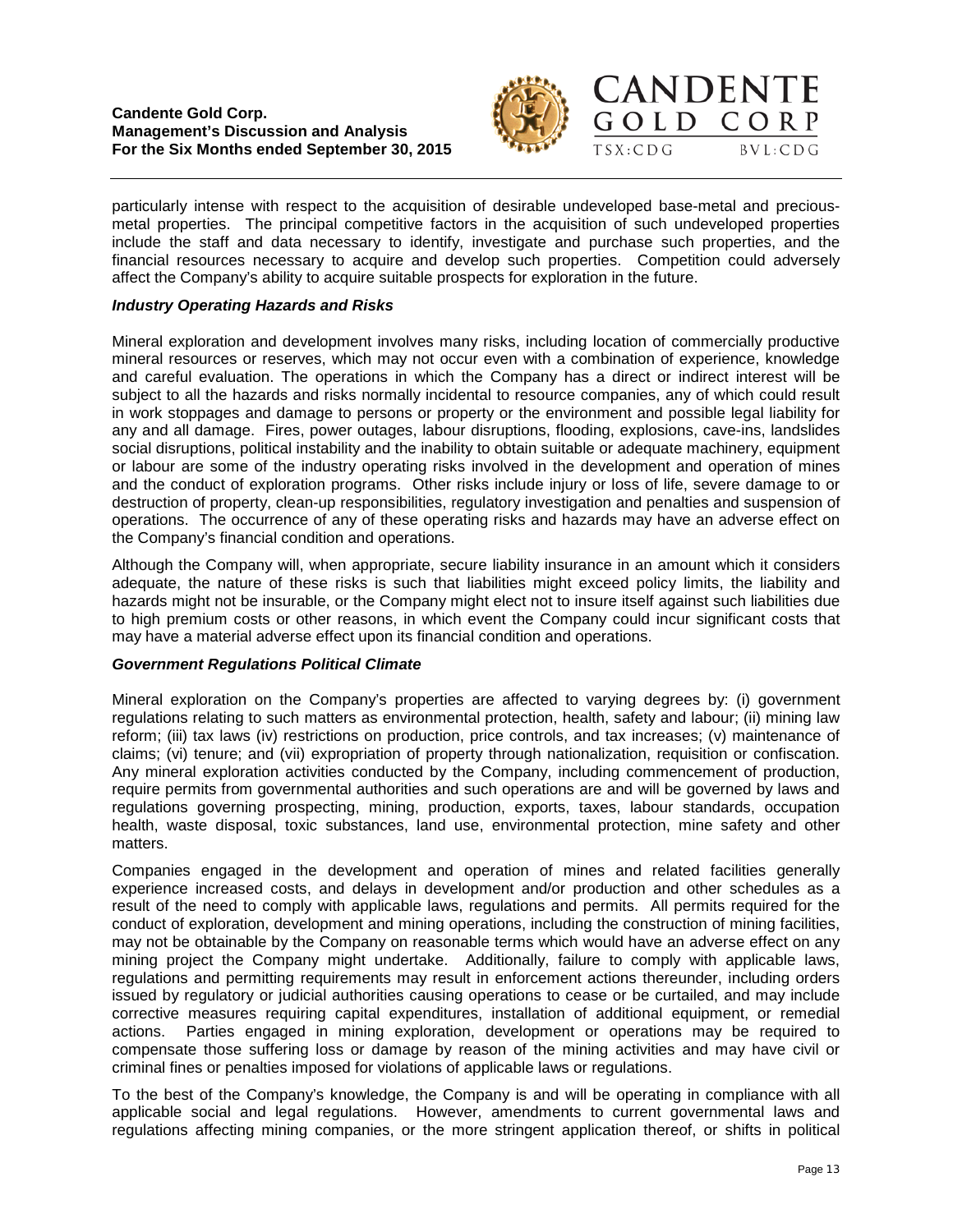particularly intense with respect to the acquisition of desirable undeveloped base-metal and precious-metal properties. The principal competitive factors in the acquisition of such undeveloped properties include the staff and data necessary to identify, investigate and purchase such properties, and the financial resources necessary to acquire and develop such properties. Competition could adversely affect the Company's ability to acquire suitable prospects for exploration in the future.

***Industry Operating Hazards and Risks***

Mineral exploration and development involves many risks, including location of commercially productive mineral resources or reserves, which may not occur even with a combination of experience, knowledge and careful evaluation. The operations in which the Company has a direct or indirect interest will be subject to all the hazards and risks normally incidental to resource companies, any of which could result in work stoppages and damage to persons or property or the environment and possible legal liability for any and all damage. Fires, power outages, labour disruptions, flooding, explosions, cave-ins, landslides social disruptions, political instability and the inability to obtain suitable or adequate machinery, equipment or labour are some of the industry operating risks involved in the development and operation of mines and the conduct of exploration programs. Other risks include injury or loss of life, severe damage to or destruction of property, clean-up responsibilities, regulatory investigation and penalties and suspension of operations. The occurrence of any of these operating risks and hazards may have an adverse effect on the Company's financial condition and operations.

Although the Company will, when appropriate, secure liability insurance in an amount which it considers adequate, the nature of these risks is such that liabilities might exceed policy limits, the liability and hazards might not be insurable, or the Company might elect not to insure itself against such liabilities due to high premium costs or other reasons, in which event the Company could incur significant costs that may have a material adverse effect upon its financial condition and operations.

***Government Regulations Political Climate***

Mineral exploration on the Company's properties are affected to varying degrees by: (i) government regulations relating to such matters as environmental protection, health, safety and labour; (ii) mining law reform; (iii) tax laws (iv) restrictions on production, price controls, and tax increases; (v) maintenance of claims; (vi) tenure; and (vii) expropriation of property through nationalization, requisition or confiscation. Any mineral exploration activities conducted by the Company, including commencement of production, require permits from governmental authorities and such operations are and will be governed by laws and regulations governing prospecting, mining, production, exports, taxes, labour standards, occupation health, waste disposal, toxic substances, land use, environmental protection, mine safety and other matters.

Companies engaged in the development and operation of mines and related facilities generally experience increased costs, and delays in development and/or production and other schedules as a result of the need to comply with applicable laws, regulations and permits. All permits required for the conduct of exploration, development and mining operations, including the construction of mining facilities, may not be obtainable by the Company on reasonable terms which would have an adverse effect on any mining project the Company might undertake. Additionally, failure to comply with applicable laws, regulations and permitting requirements may result in enforcement actions thereunder, including orders issued by regulatory or judicial authorities causing operations to cease or be curtailed, and may include corrective measures requiring capital expenditures, installation of additional equipment, or remedial actions. Parties engaged in mining exploration, development or operations may be required to compensate those suffering loss or damage by reason of the mining activities and may have civil or criminal fines or penalties imposed for violations of applicable laws or regulations.

To the best of the Company's knowledge, the Company is and will be operating in compliance with all applicable social and legal regulations. However, amendments to current governmental laws and regulations affecting mining companies, or the more stringent application thereof, or shifts in political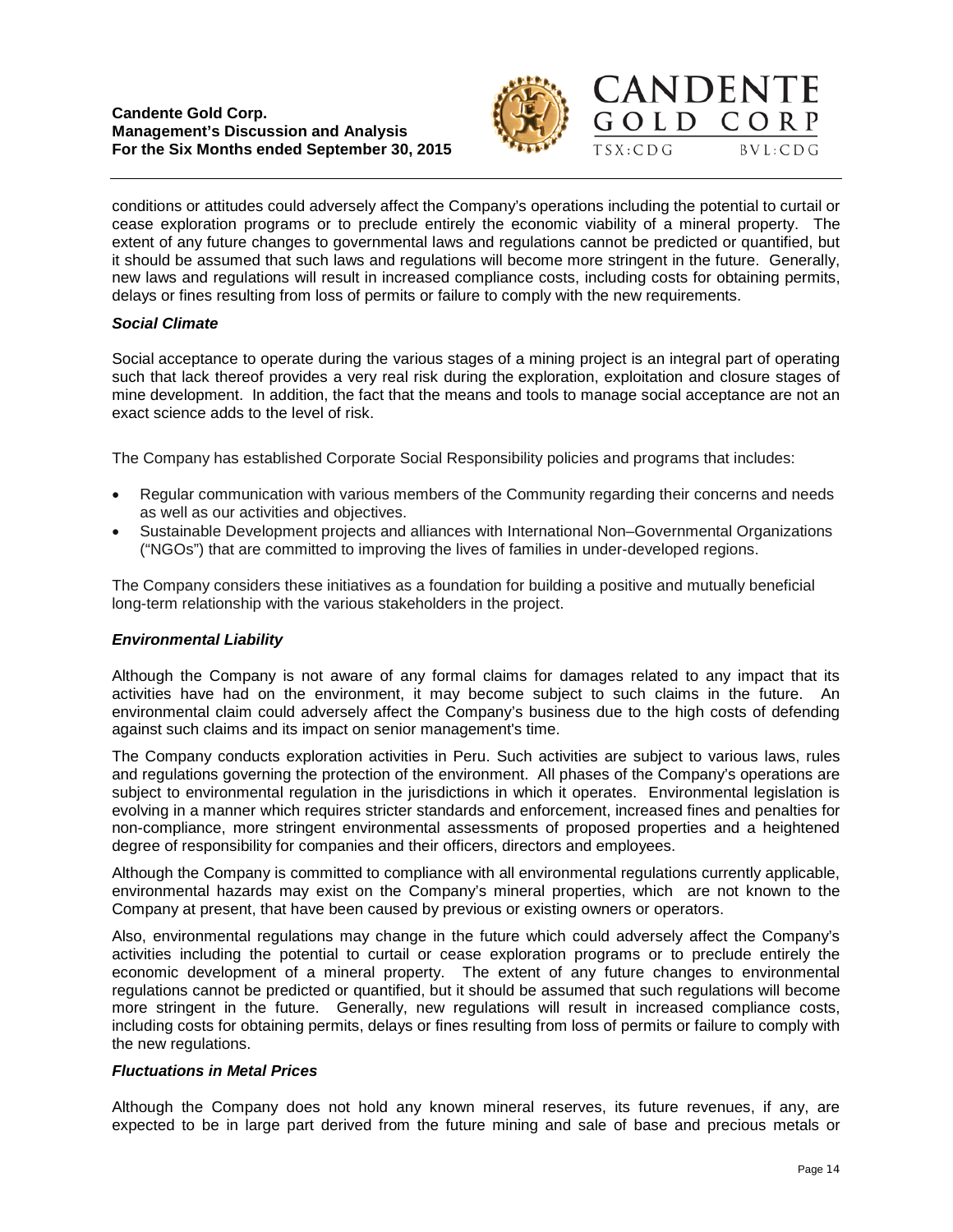conditions or attitudes could adversely affect the Company's operations including the potential to curtail or cease exploration programs or to preclude entirely the economic viability of a mineral property. The extent of any future changes to governmental laws and regulations cannot be predicted or quantified, but it should be assumed that such laws and regulations will become more stringent in the future. Generally, new laws and regulations will result in increased compliance costs, including costs for obtaining permits, delays or fines resulting from loss of permits or failure to comply with the new requirements.

***Social Climate***

Social acceptance to operate during the various stages of a mining project is an integral part of operating such that lack thereof provides a very real risk during the exploration, exploitation and closure stages of mine development. In addition, the fact that the means and tools to manage social acceptance are not an exact science adds to the level of risk.

The Company has established Corporate Social Responsibility policies and programs that includes:

- Regular communication with various members of the Community regarding their concerns and needs as well as our activities and objectives.
- Sustainable Development projects and alliances with International Non–Governmental Organizations ("NGOs") that are committed to improving the lives of families in under-developed regions.

The Company considers these initiatives as a foundation for building a positive and mutually beneficial long-term relationship with the various stakeholders in the project.

***Environmental Liability***

Although the Company is not aware of any formal claims for damages related to any impact that its activities have had on the environment, it may become subject to such claims in the future. An environmental claim could adversely affect the Company's business due to the high costs of defending against such claims and its impact on senior management's time.

The Company conducts exploration activities in Peru. Such activities are subject to various laws, rules and regulations governing the protection of the environment. All phases of the Company's operations are subject to environmental regulation in the jurisdictions in which it operates. Environmental legislation is evolving in a manner which requires stricter standards and enforcement, increased fines and penalties for non-compliance, more stringent environmental assessments of proposed properties and a heightened degree of responsibility for companies and their officers, directors and employees.

Although the Company is committed to compliance with all environmental regulations currently applicable, environmental hazards may exist on the Company's mineral properties, which are not known to the Company at present, that have been caused by previous or existing owners or operators.

Also, environmental regulations may change in the future which could adversely affect the Company's activities including the potential to curtail or cease exploration programs or to preclude entirely the economic development of a mineral property. The extent of any future changes to environmental regulations cannot be predicted or quantified, but it should be assumed that such regulations will become more stringent in the future. Generally, new regulations will result in increased compliance costs, including costs for obtaining permits, delays or fines resulting from loss of permits or failure to comply with the new regulations.

***Fluctuations in Metal Prices***

Although the Company does not hold any known mineral reserves, its future revenues, if any, are expected to be in large part derived from the future mining and sale of base and precious metals or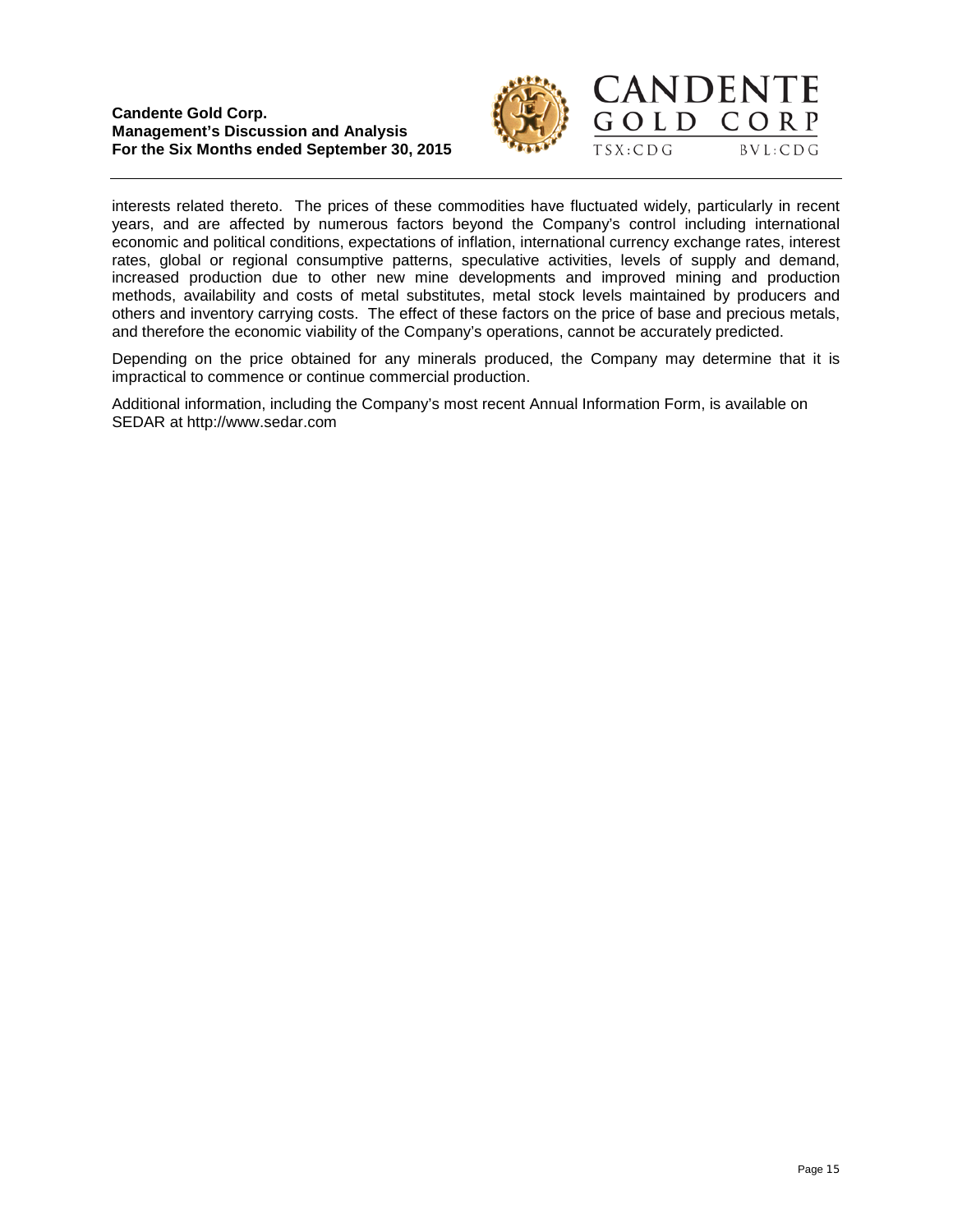interests related thereto. The prices of these commodities have fluctuated widely, particularly in recent years, and are affected by numerous factors beyond the Company's control including international economic and political conditions, expectations of inflation, international currency exchange rates, interest rates, global or regional consumptive patterns, speculative activities, levels of supply and demand, increased production due to other new mine developments and improved mining and production methods, availability and costs of metal substitutes, metal stock levels maintained by producers and others and inventory carrying costs. The effect of these factors on the price of base and precious metals, and therefore the economic viability of the Company's operations, cannot be accurately predicted.

Depending on the price obtained for any minerals produced, the Company may determine that it is impractical to commence or continue commercial production.

Additional information, including the Company's most recent Annual Information Form, is available on SEDAR at http://www.sedar.com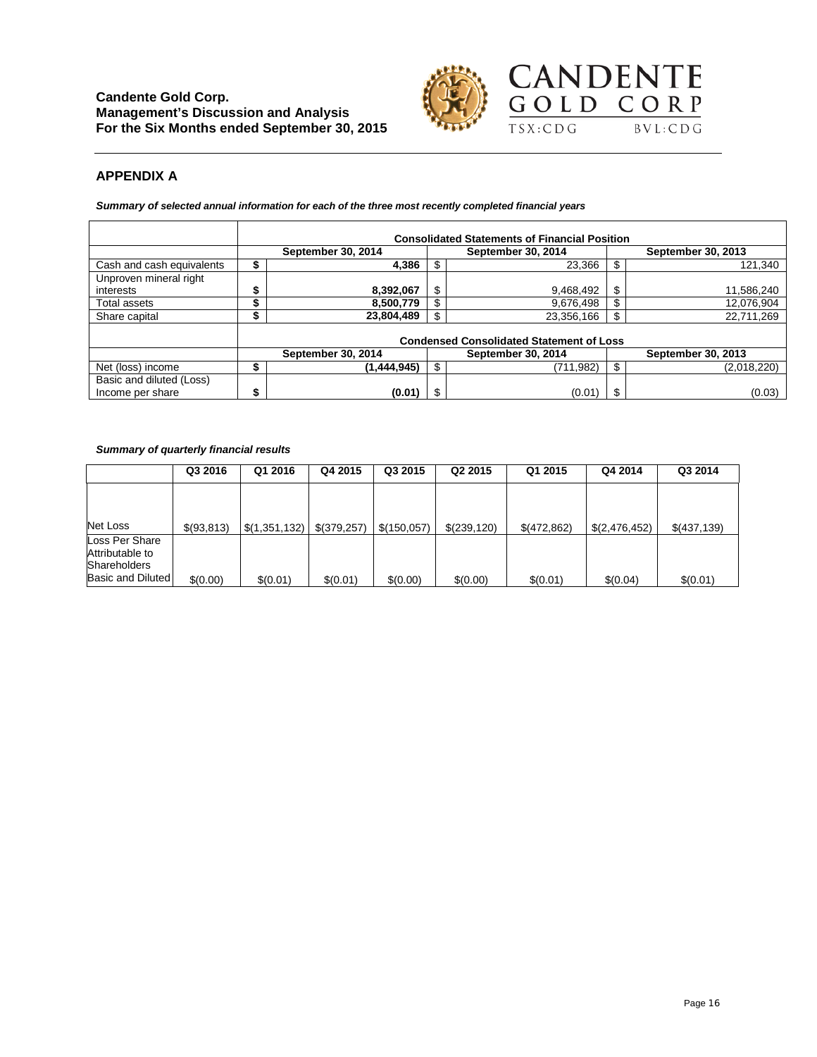## APPENDIX A

***Summary of selected annual information for each of the three most recently completed financial years***

| | Consolidated Statements of Financial Position | | | | | |
|---|---|---|---|---|---|---|
| | September 30, 2014 | | September 30, 2014 | | September 30, 2013 | |
| Cash and cash equivalents | **$** | **4,386** | $ | 23,366 | $ | 121,340 |
| Unproven mineral right interests | **$** | **8,392,067** | $ | 9,468,492 | $ | 11,586,240 |
| Total assets | **$** | **8,500,779** | $ | 9,676,498 | $ | 12,076,904 |
| Share capital | **$** | **23,804,489** | $ | 23,356,166 | $ | 22,711,269 |
| | **Condensed Consolidated Statement of Loss** | | | | | |
| | **September 30, 2014** | | **September 30, 2014** | | **September 30, 2013** | |
| Net (loss) income | **$** | **(1,444,945)** | $ | (711,982) | $ | (2,018,220) |
| Basic and diluted (Loss) Income per share | **$** | **(0.01)** | $ | (0.01) | $ | (0.03) |

***Summary of quarterly financial results***

| | Q3 2016 | Q1 2016 | Q4 2015 | Q3 2015 | Q2 2015 | Q1 2015 | Q4 2014 | Q3 2014 |
|---|---|---|---|---|---|---|---|---|
| Net Loss | $(93,813) | $(1,351,132) | $(379,257) | $(150,057) | $(239,120) | $(472,862) | $(2,476,452) | $(437,139) |
| Loss Per Share Attributable to Shareholders Basic and Diluted | $(0.00) | $(0.01) | $(0.01) | $(0.00) | $(0.00) | $(0.01) | $(0.04) | $(0.01) |